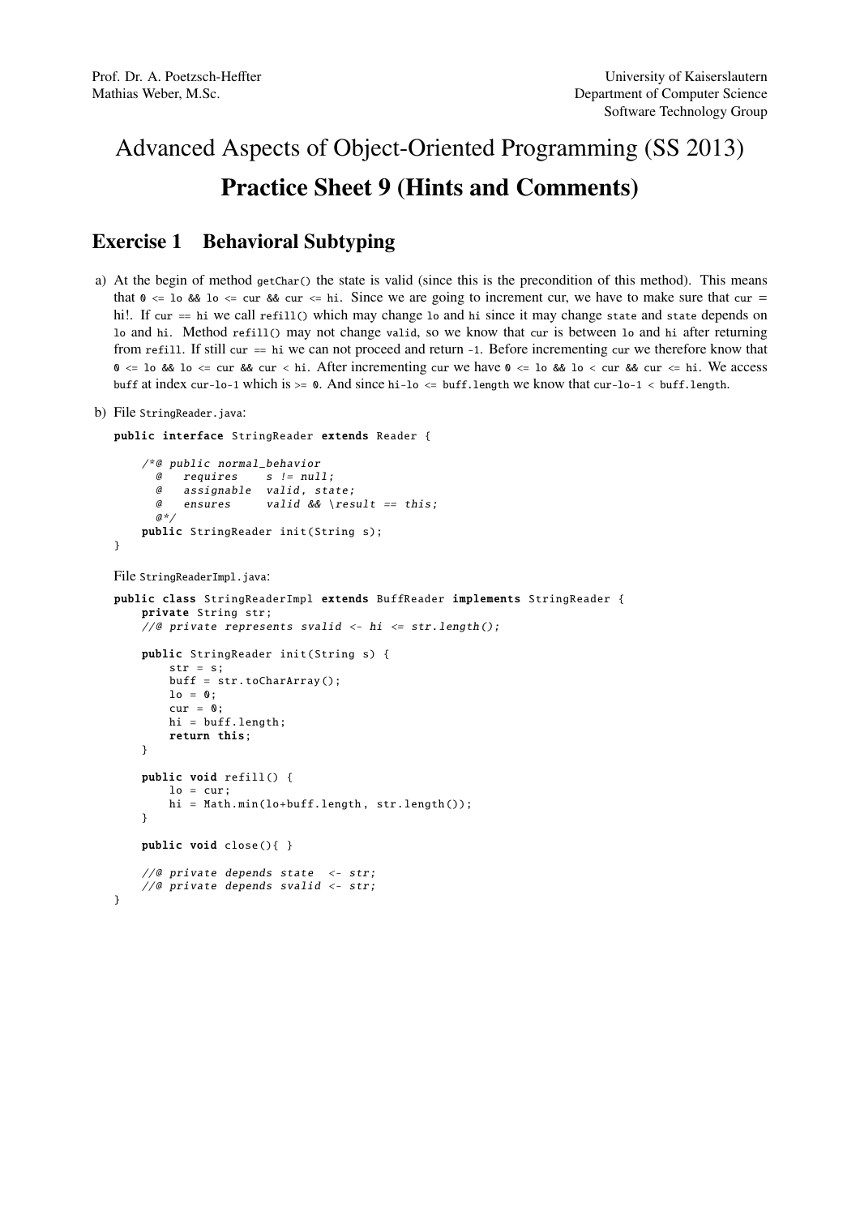Prof. Dr. A. Poetzsch-Heffter
Mathias Weber, M.Sc.

University of Kaiserslautern
Department of Computer Science
Software Technology Group

# Advanced Aspects of Object-Oriented Programming (SS 2013)

# Practice Sheet 9 (Hints and Comments)

## Exercise 1 Behavioral Subtyping

a) At the begin of method `getChar()` the state is valid (since this is the precondition of this method). This means that `0 <= lo && lo <= cur && cur <= hi`. Since we are going to increment cur, we have to make sure that `cur` = hi!. If `cur == hi` we call `refill()` which may change `lo` and `hi` since it may change `state` and `state` depends on `lo` and `hi`. Method `refill()` may not change `valid`, so we know that `cur` is between `lo` and `hi` after returning from `refill`. If still `cur == hi` we can not proceed and return `-1`. Before incrementing `cur` we therefore know that `0 <= lo && lo <= cur && cur < hi`. After incrementing `cur` we have `0 <= lo && lo < cur && cur <= hi`. We access `buff` at index `cur-lo-1` which is `>= 0`. And since `hi-lo <= buff.length` we know that `cur-lo-1 < buff.length`.

b) File `StringReader.java`:

```java
public interface StringReader extends Reader {

    /*@ public normal_behavior
      @   requires    s != null;
      @   assignable  valid, state;
      @   ensures     valid && \result == this;
      @*/
    public StringReader init(String s);
}
```

File `StringReaderImpl.java`:

```java
public class StringReaderImpl extends BuffReader implements StringReader {
    private String str;
    //@ private represents svalid <- hi <= str.length();

    public StringReader init(String s) {
        str = s;
        buff = str.toCharArray();
        lo = 0;
        cur = 0;
        hi = buff.length;
        return this;
    }

    public void refill() {
        lo = cur;
        hi = Math.min(lo+buff.length, str.length());
    }

    public void close(){ }

    //@ private depends state  <- str;
    //@ private depends svalid <- str;
}
```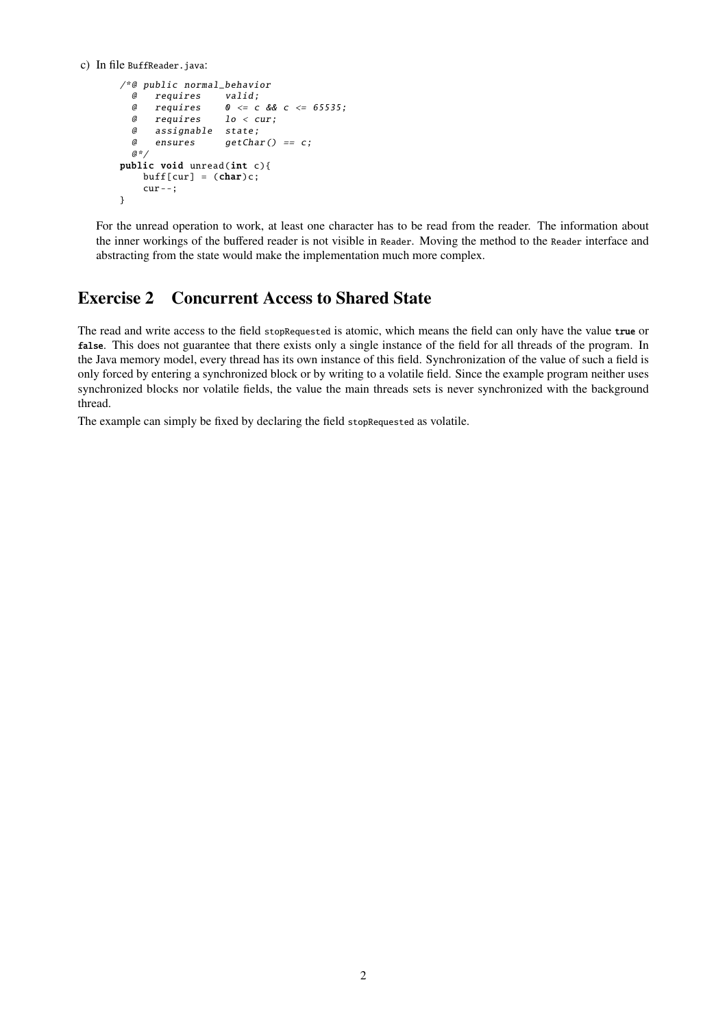c) In file BuffReader.java:

```
/*@ public normal_behavior
  @   requires    valid;
  @   requires    0 <= c && c <= 65535;
  @   requires    lo < cur;
  @   assignable  state;
  @   ensures     getChar() == c;
  @*/
public void unread(int c){
    buff[cur] = (char)c;
    cur--;
}
```

For the unread operation to work, at least one character has to be read from the reader. The information about the inner workings of the buffered reader is not visible in Reader. Moving the method to the Reader interface and abstracting from the state would make the implementation much more complex.

## Exercise 2 Concurrent Access to Shared State

The read and write access to the field stopRequested is atomic, which means the field can only have the value **true** or **false**. This does not guarantee that there exists only a single instance of the field for all threads of the program. In the Java memory model, every thread has its own instance of this field. Synchronization of the value of such a field is only forced by entering a synchronized block or by writing to a volatile field. Since the example program neither uses synchronized blocks nor volatile fields, the value the main threads sets is never synchronized with the background thread.

The example can simply be fixed by declaring the field stopRequested as volatile.